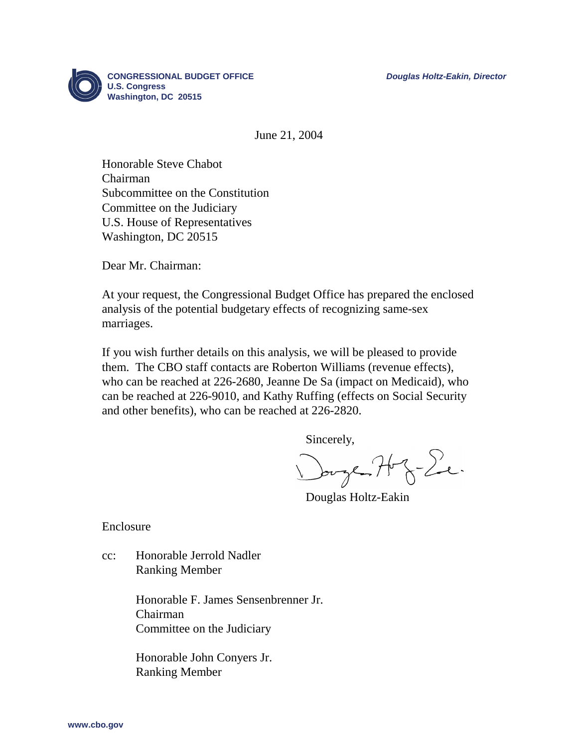**CONGRESSIONAL BUDGET OFFICE**
**U.S. Congress**
**Washington, DC 20515**

***Douglas Holtz-Eakin, Director***

June 21, 2004

Honorable Steve Chabot
Chairman
Subcommittee on the Constitution
Committee on the Judiciary
U.S. House of Representatives
Washington, DC 20515

Dear Mr. Chairman:

At your request, the Congressional Budget Office has prepared the enclosed analysis of the potential budgetary effects of recognizing same-sex marriages.

If you wish further details on this analysis, we will be pleased to provide them. The CBO staff contacts are Roberton Williams (revenue effects), who can be reached at 226-2680, Jeanne De Sa (impact on Medicaid), who can be reached at 226-9010, and Kathy Ruffing (effects on Social Security and other benefits), who can be reached at 226-2820.

Sincerely,

Douglas Holtz-Eakin

Enclosure

cc: Honorable Jerrold Nadler
Ranking Member

Honorable F. James Sensenbrenner Jr.
Chairman
Committee on the Judiciary

Honorable John Conyers Jr.
Ranking Member

www.cbo.gov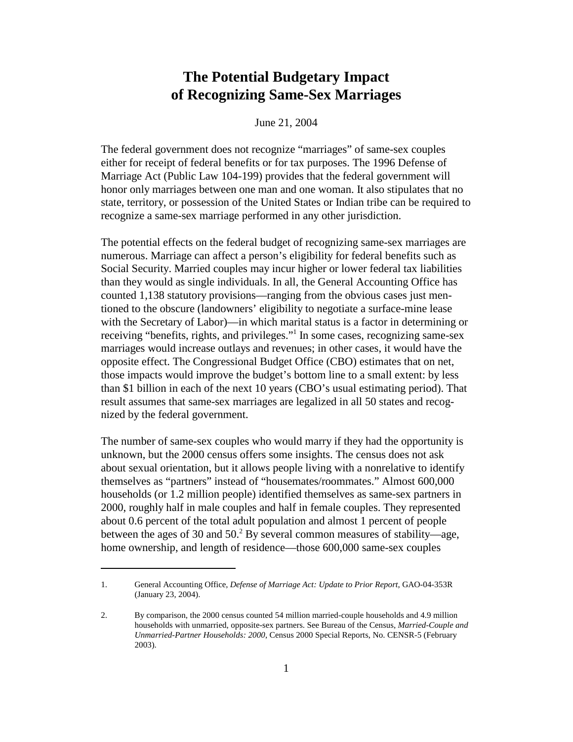# The Potential Budgetary Impact of Recognizing Same-Sex Marriages

June 21, 2004

The federal government does not recognize "marriages" of same-sex couples either for receipt of federal benefits or for tax purposes. The 1996 Defense of Marriage Act (Public Law 104-199) provides that the federal government will honor only marriages between one man and one woman. It also stipulates that no state, territory, or possession of the United States or Indian tribe can be required to recognize a same-sex marriage performed in any other jurisdiction.

The potential effects on the federal budget of recognizing same-sex marriages are numerous. Marriage can affect a person's eligibility for federal benefits such as Social Security. Married couples may incur higher or lower federal tax liabilities than they would as single individuals. In all, the General Accounting Office has counted 1,138 statutory provisions—ranging from the obvious cases just mentioned to the obscure (landowners' eligibility to negotiate a surface-mine lease with the Secretary of Labor)—in which marital status is a factor in determining or receiving "benefits, rights, and privileges."[1] In some cases, recognizing same-sex marriages would increase outlays and revenues; in other cases, it would have the opposite effect. The Congressional Budget Office (CBO) estimates that on net, those impacts would improve the budget's bottom line to a small extent: by less than $1 billion in each of the next 10 years (CBO's usual estimating period). That result assumes that same-sex marriages are legalized in all 50 states and recognized by the federal government.

The number of same-sex couples who would marry if they had the opportunity is unknown, but the 2000 census offers some insights. The census does not ask about sexual orientation, but it allows people living with a nonrelative to identify themselves as "partners" instead of "housemates/roommates." Almost 600,000 households (or 1.2 million people) identified themselves as same-sex partners in 2000, roughly half in male couples and half in female couples. They represented about 0.6 percent of the total adult population and almost 1 percent of people between the ages of 30 and 50.[2] By several common measures of stability—age, home ownership, and length of residence—those 600,000 same-sex couples

1. General Accounting Office, *Defense of Marriage Act: Update to Prior Report*, GAO-04-353R (January 23, 2004).

2. By comparison, the 2000 census counted 54 million married-couple households and 4.9 million households with unmarried, opposite-sex partners. See Bureau of the Census, *Married-Couple and Unmarried-Partner Households: 2000*, Census 2000 Special Reports, No. CENSR-5 (February 2003).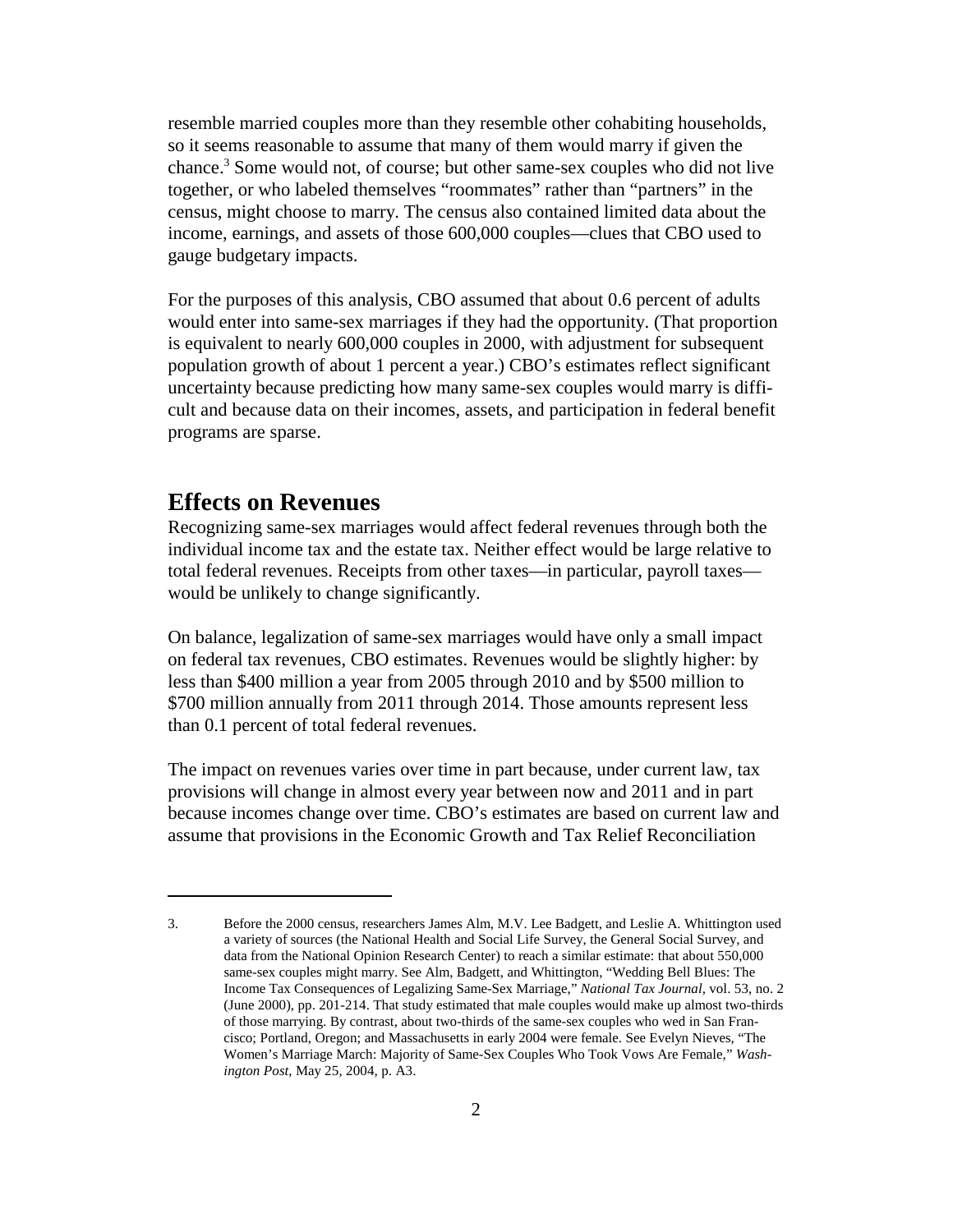resemble married couples more than they resemble other cohabiting households, so it seems reasonable to assume that many of them would marry if given the chance.[3] Some would not, of course; but other same-sex couples who did not live together, or who labeled themselves "roommates" rather than "partners" in the census, might choose to marry. The census also contained limited data about the income, earnings, and assets of those 600,000 couples—clues that CBO used to gauge budgetary impacts.

For the purposes of this analysis, CBO assumed that about 0.6 percent of adults would enter into same-sex marriages if they had the opportunity. (That proportion is equivalent to nearly 600,000 couples in 2000, with adjustment for subsequent population growth of about 1 percent a year.) CBO's estimates reflect significant uncertainty because predicting how many same-sex couples would marry is difficult and because data on their incomes, assets, and participation in federal benefit programs are sparse.

## Effects on Revenues

Recognizing same-sex marriages would affect federal revenues through both the individual income tax and the estate tax. Neither effect would be large relative to total federal revenues. Receipts from other taxes—in particular, payroll taxes—would be unlikely to change significantly.

On balance, legalization of same-sex marriages would have only a small impact on federal tax revenues, CBO estimates. Revenues would be slightly higher: by less than $400 million a year from 2005 through 2010 and by $500 million to $700 million annually from 2011 through 2014. Those amounts represent less than 0.1 percent of total federal revenues.

The impact on revenues varies over time in part because, under current law, tax provisions will change in almost every year between now and 2011 and in part because incomes change over time. CBO's estimates are based on current law and assume that provisions in the Economic Growth and Tax Relief Reconciliation

---

3. Before the 2000 census, researchers James Alm, M.V. Lee Badgett, and Leslie A. Whittington used a variety of sources (the National Health and Social Life Survey, the General Social Survey, and data from the National Opinion Research Center) to reach a similar estimate: that about 550,000 same-sex couples might marry. See Alm, Badgett, and Whittington, "Wedding Bell Blues: The Income Tax Consequences of Legalizing Same-Sex Marriage," *National Tax Journal*, vol. 53, no. 2 (June 2000), pp. 201-214. That study estimated that male couples would make up almost two-thirds of those marrying. By contrast, about two-thirds of the same-sex couples who wed in San Francisco; Portland, Oregon; and Massachusetts in early 2004 were female. See Evelyn Nieves, "The Women's Marriage March: Majority of Same-Sex Couples Who Took Vows Are Female," *Washington Post*, May 25, 2004, p. A3.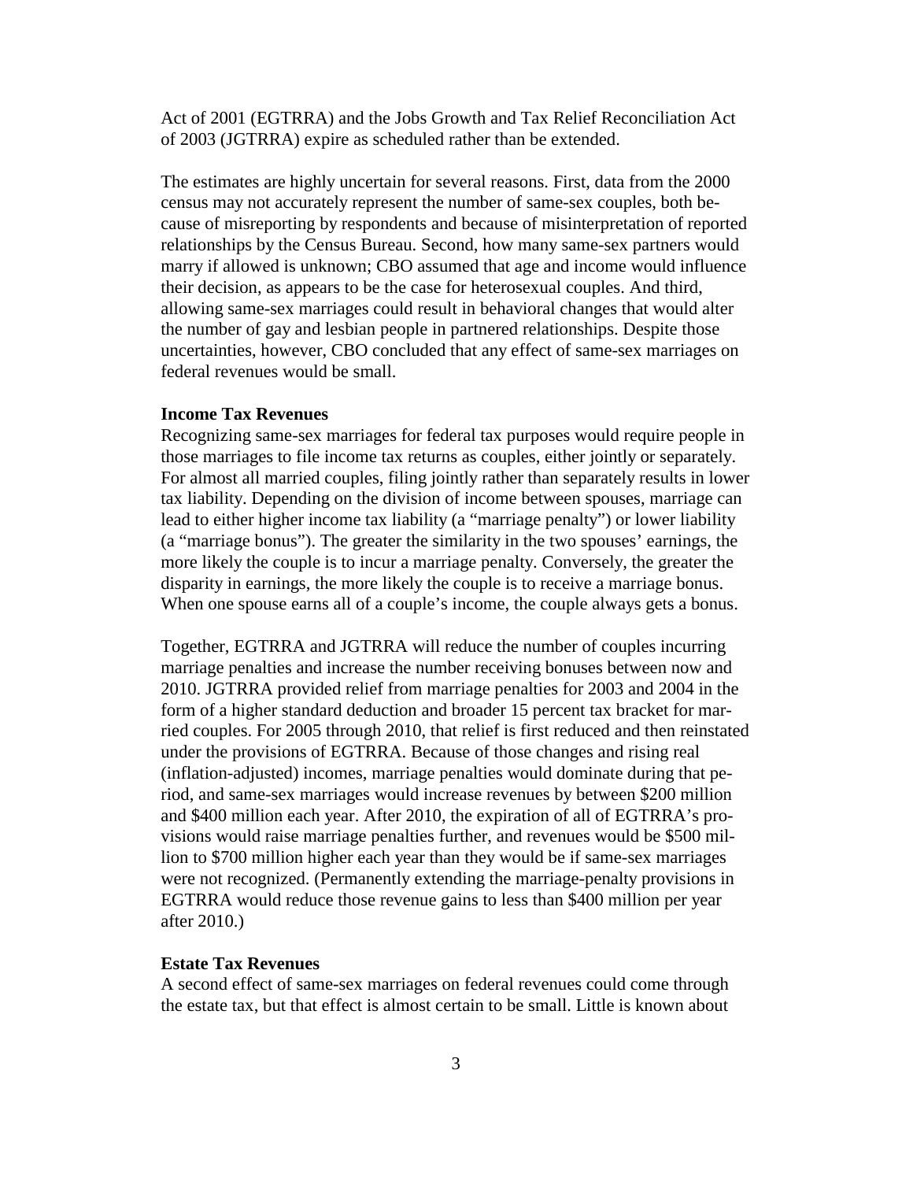Act of 2001 (EGTRRA) and the Jobs Growth and Tax Relief Reconciliation Act of 2003 (JGTRRA) expire as scheduled rather than be extended.

The estimates are highly uncertain for several reasons. First, data from the 2000 census may not accurately represent the number of same-sex couples, both because of misreporting by respondents and because of misinterpretation of reported relationships by the Census Bureau. Second, how many same-sex partners would marry if allowed is unknown; CBO assumed that age and income would influence their decision, as appears to be the case for heterosexual couples. And third, allowing same-sex marriages could result in behavioral changes that would alter the number of gay and lesbian people in partnered relationships. Despite those uncertainties, however, CBO concluded that any effect of same-sex marriages on federal revenues would be small.

**Income Tax Revenues**

Recognizing same-sex marriages for federal tax purposes would require people in those marriages to file income tax returns as couples, either jointly or separately. For almost all married couples, filing jointly rather than separately results in lower tax liability. Depending on the division of income between spouses, marriage can lead to either higher income tax liability (a "marriage penalty") or lower liability (a "marriage bonus"). The greater the similarity in the two spouses' earnings, the more likely the couple is to incur a marriage penalty. Conversely, the greater the disparity in earnings, the more likely the couple is to receive a marriage bonus. When one spouse earns all of a couple's income, the couple always gets a bonus.

Together, EGTRRA and JGTRRA will reduce the number of couples incurring marriage penalties and increase the number receiving bonuses between now and 2010. JGTRRA provided relief from marriage penalties for 2003 and 2004 in the form of a higher standard deduction and broader 15 percent tax bracket for married couples. For 2005 through 2010, that relief is first reduced and then reinstated under the provisions of EGTRRA. Because of those changes and rising real (inflation-adjusted) incomes, marriage penalties would dominate during that period, and same-sex marriages would increase revenues by between $200 million and $400 million each year. After 2010, the expiration of all of EGTRRA's provisions would raise marriage penalties further, and revenues would be $500 million to $700 million higher each year than they would be if same-sex marriages were not recognized. (Permanently extending the marriage-penalty provisions in EGTRRA would reduce those revenue gains to less than $400 million per year after 2010.)

**Estate Tax Revenues**

A second effect of same-sex marriages on federal revenues could come through the estate tax, but that effect is almost certain to be small. Little is known about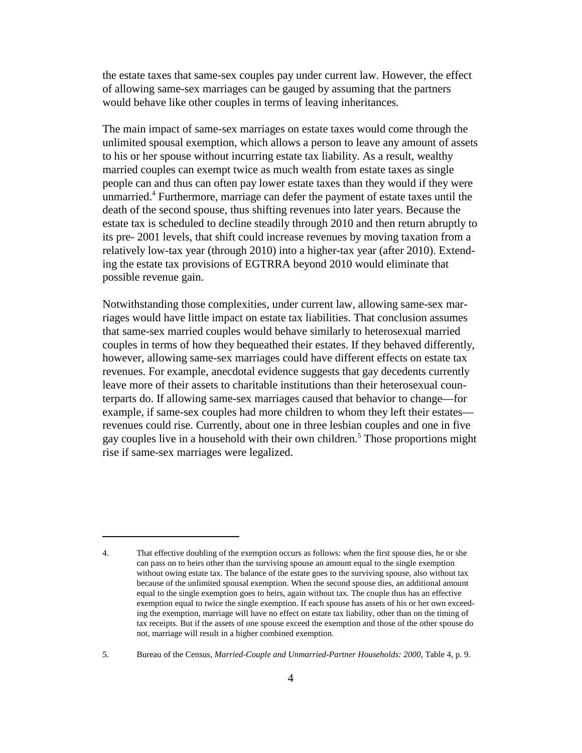the estate taxes that same-sex couples pay under current law. However, the effect of allowing same-sex marriages can be gauged by assuming that the partners would behave like other couples in terms of leaving inheritances.

The main impact of same-sex marriages on estate taxes would come through the unlimited spousal exemption, which allows a person to leave any amount of assets to his or her spouse without incurring estate tax liability. As a result, wealthy married couples can exempt twice as much wealth from estate taxes as single people can and thus can often pay lower estate taxes than they would if they were unmarried.[4] Furthermore, marriage can defer the payment of estate taxes until the death of the second spouse, thus shifting revenues into later years. Because the estate tax is scheduled to decline steadily through 2010 and then return abruptly to its pre- 2001 levels, that shift could increase revenues by moving taxation from a relatively low-tax year (through 2010) into a higher-tax year (after 2010). Extending the estate tax provisions of EGTRRA beyond 2010 would eliminate that possible revenue gain.

Notwithstanding those complexities, under current law, allowing same-sex marriages would have little impact on estate tax liabilities. That conclusion assumes that same-sex married couples would behave similarly to heterosexual married couples in terms of how they bequeathed their estates. If they behaved differently, however, allowing same-sex marriages could have different effects on estate tax revenues. For example, anecdotal evidence suggests that gay decedents currently leave more of their assets to charitable institutions than their heterosexual counterparts do. If allowing same-sex marriages caused that behavior to change—for example, if same-sex couples had more children to whom they left their estates—revenues could rise. Currently, about one in three lesbian couples and one in five gay couples live in a household with their own children.[5] Those proportions might rise if same-sex marriages were legalized.

---

4. That effective doubling of the exemption occurs as follows: when the first spouse dies, he or she can pass on to heirs other than the surviving spouse an amount equal to the single exemption without owing estate tax. The balance of the estate goes to the surviving spouse, also without tax because of the unlimited spousal exemption. When the second spouse dies, an additional amount equal to the single exemption goes to heirs, again without tax. The couple thus has an effective exemption equal to twice the single exemption. If each spouse has assets of his or her own exceeding the exemption, marriage will have no effect on estate tax liability, other than on the timing of tax receipts. But if the assets of one spouse exceed the exemption and those of the other spouse do not, marriage will result in a higher combined exemption.

5. Bureau of the Census, *Married-Couple and Unmarried-Partner Households: 2000*, Table 4, p. 9.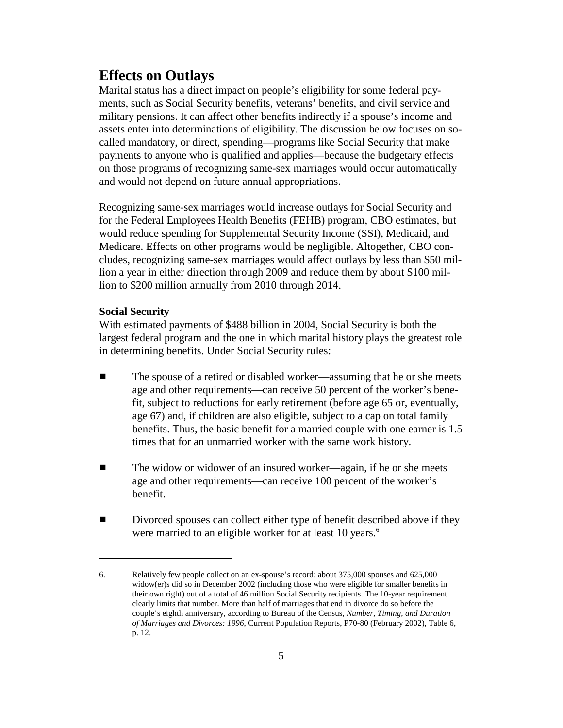## Effects on Outlays

Marital status has a direct impact on people's eligibility for some federal payments, such as Social Security benefits, veterans' benefits, and civil service and military pensions. It can affect other benefits indirectly if a spouse's income and assets enter into determinations of eligibility. The discussion below focuses on so-called mandatory, or direct, spending—programs like Social Security that make payments to anyone who is qualified and applies—because the budgetary effects on those programs of recognizing same-sex marriages would occur automatically and would not depend on future annual appropriations.

Recognizing same-sex marriages would increase outlays for Social Security and for the Federal Employees Health Benefits (FEHB) program, CBO estimates, but would reduce spending for Supplemental Security Income (SSI), Medicaid, and Medicare. Effects on other programs would be negligible. Altogether, CBO concludes, recognizing same-sex marriages would affect outlays by less than $50 million a year in either direction through 2009 and reduce them by about $100 million to $200 million annually from 2010 through 2014.

### Social Security

With estimated payments of $488 billion in 2004, Social Security is both the largest federal program and the one in which marital history plays the greatest role in determining benefits. Under Social Security rules:

- The spouse of a retired or disabled worker—assuming that he or she meets age and other requirements—can receive 50 percent of the worker's benefit, subject to reductions for early retirement (before age 65 or, eventually, age 67) and, if children are also eligible, subject to a cap on total family benefits. Thus, the basic benefit for a married couple with one earner is 1.5 times that for an unmarried worker with the same work history.

- The widow or widower of an insured worker—again, if he or she meets age and other requirements—can receive 100 percent of the worker's benefit.

- Divorced spouses can collect either type of benefit described above if they were married to an eligible worker for at least 10 years.[6]

---

6. Relatively few people collect on an ex-spouse's record: about 375,000 spouses and 625,000 widow(er)s did so in December 2002 (including those who were eligible for smaller benefits in their own right) out of a total of 46 million Social Security recipients. The 10-year requirement clearly limits that number. More than half of marriages that end in divorce do so before the couple's eighth anniversary, according to Bureau of the Census, *Number, Timing, and Duration of Marriages and Divorces: 1996*, Current Population Reports, P70-80 (February 2002), Table 6, p. 12.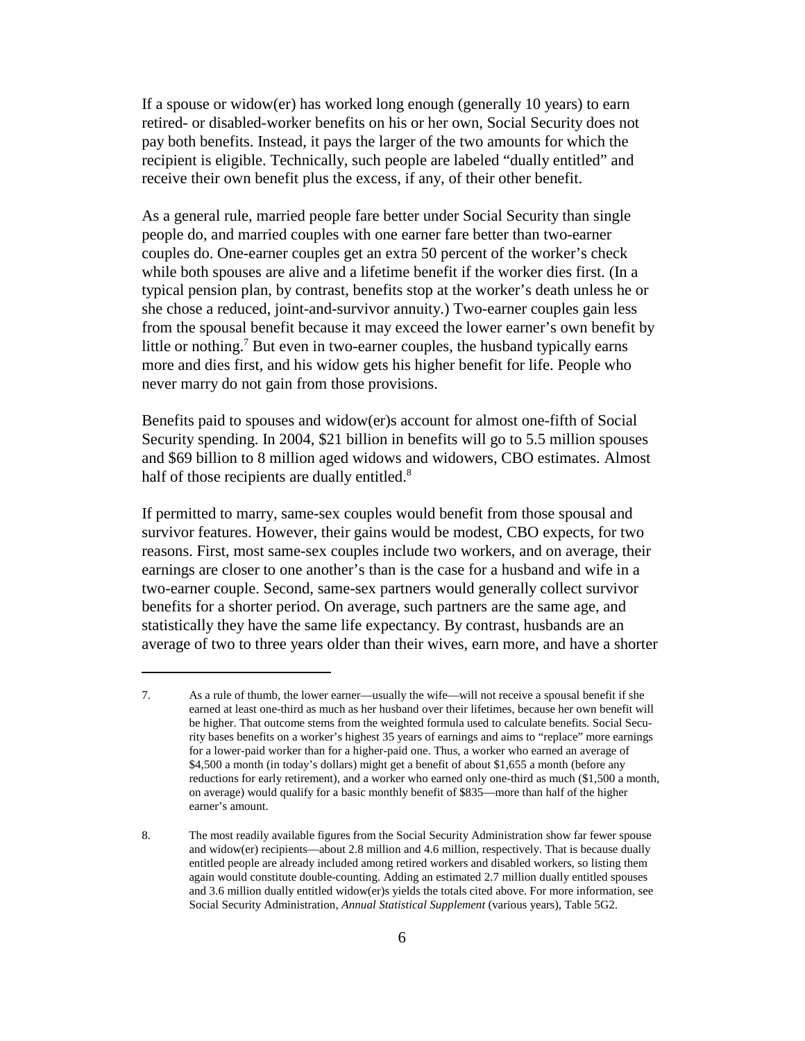If a spouse or widow(er) has worked long enough (generally 10 years) to earn retired- or disabled-worker benefits on his or her own, Social Security does not pay both benefits. Instead, it pays the larger of the two amounts for which the recipient is eligible. Technically, such people are labeled "dually entitled" and receive their own benefit plus the excess, if any, of their other benefit.

As a general rule, married people fare better under Social Security than single people do, and married couples with one earner fare better than two-earner couples do. One-earner couples get an extra 50 percent of the worker's check while both spouses are alive and a lifetime benefit if the worker dies first. (In a typical pension plan, by contrast, benefits stop at the worker's death unless he or she chose a reduced, joint-and-survivor annuity.) Two-earner couples gain less from the spousal benefit because it may exceed the lower earner's own benefit by little or nothing.[7] But even in two-earner couples, the husband typically earns more and dies first, and his widow gets his higher benefit for life. People who never marry do not gain from those provisions.

Benefits paid to spouses and widow(er)s account for almost one-fifth of Social Security spending. In 2004, $21 billion in benefits will go to 5.5 million spouses and $69 billion to 8 million aged widows and widowers, CBO estimates. Almost half of those recipients are dually entitled.[8]

If permitted to marry, same-sex couples would benefit from those spousal and survivor features. However, their gains would be modest, CBO expects, for two reasons. First, most same-sex couples include two workers, and on average, their earnings are closer to one another's than is the case for a husband and wife in a two-earner couple. Second, same-sex partners would generally collect survivor benefits for a shorter period. On average, such partners are the same age, and statistically they have the same life expectancy. By contrast, husbands are an average of two to three years older than their wives, earn more, and have a shorter

---

7. As a rule of thumb, the lower earner—usually the wife—will not receive a spousal benefit if she earned at least one-third as much as her husband over their lifetimes, because her own benefit will be higher. That outcome stems from the weighted formula used to calculate benefits. Social Security bases benefits on a worker's highest 35 years of earnings and aims to "replace" more earnings for a lower-paid worker than for a higher-paid one. Thus, a worker who earned an average of $4,500 a month (in today's dollars) might get a benefit of about $1,655 a month (before any reductions for early retirement), and a worker who earned only one-third as much ($1,500 a month, on average) would qualify for a basic monthly benefit of $835—more than half of the higher earner's amount.

8. The most readily available figures from the Social Security Administration show far fewer spouse and widow(er) recipients—about 2.8 million and 4.6 million, respectively. That is because dually entitled people are already included among retired workers and disabled workers, so listing them again would constitute double-counting. Adding an estimated 2.7 million dually entitled spouses and 3.6 million dually entitled widow(er)s yields the totals cited above. For more information, see Social Security Administration, *Annual Statistical Supplement* (various years), Table 5G2.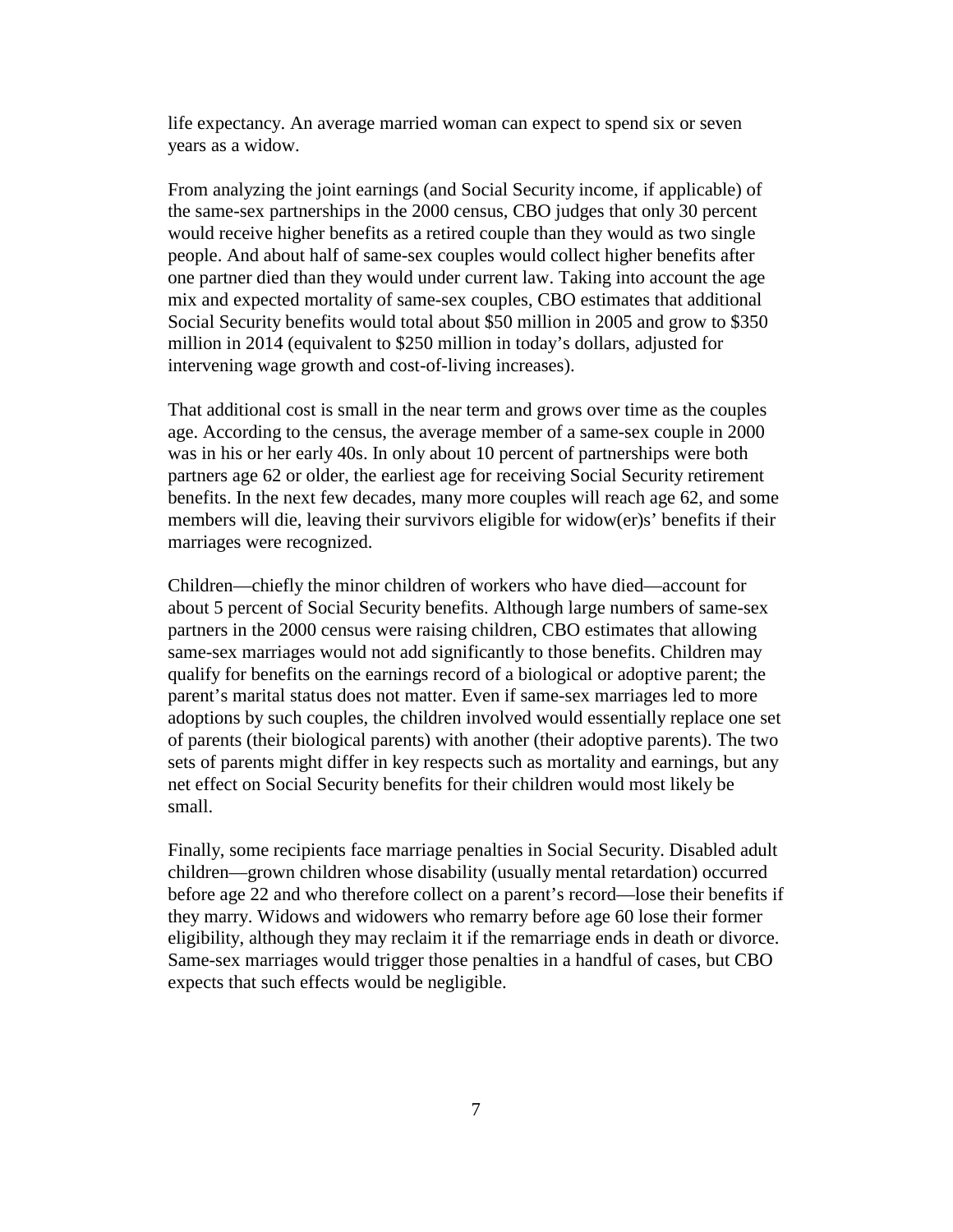life expectancy. An average married woman can expect to spend six or seven years as a widow.

From analyzing the joint earnings (and Social Security income, if applicable) of the same-sex partnerships in the 2000 census, CBO judges that only 30 percent would receive higher benefits as a retired couple than they would as two single people. And about half of same-sex couples would collect higher benefits after one partner died than they would under current law. Taking into account the age mix and expected mortality of same-sex couples, CBO estimates that additional Social Security benefits would total about $50 million in 2005 and grow to $350 million in 2014 (equivalent to $250 million in today's dollars, adjusted for intervening wage growth and cost-of-living increases).

That additional cost is small in the near term and grows over time as the couples age. According to the census, the average member of a same-sex couple in 2000 was in his or her early 40s. In only about 10 percent of partnerships were both partners age 62 or older, the earliest age for receiving Social Security retirement benefits. In the next few decades, many more couples will reach age 62, and some members will die, leaving their survivors eligible for widow(er)s' benefits if their marriages were recognized.

Children—chiefly the minor children of workers who have died—account for about 5 percent of Social Security benefits. Although large numbers of same-sex partners in the 2000 census were raising children, CBO estimates that allowing same-sex marriages would not add significantly to those benefits. Children may qualify for benefits on the earnings record of a biological or adoptive parent; the parent's marital status does not matter. Even if same-sex marriages led to more adoptions by such couples, the children involved would essentially replace one set of parents (their biological parents) with another (their adoptive parents). The two sets of parents might differ in key respects such as mortality and earnings, but any net effect on Social Security benefits for their children would most likely be small.

Finally, some recipients face marriage penalties in Social Security. Disabled adult children—grown children whose disability (usually mental retardation) occurred before age 22 and who therefore collect on a parent's record—lose their benefits if they marry. Widows and widowers who remarry before age 60 lose their former eligibility, although they may reclaim it if the remarriage ends in death or divorce. Same-sex marriages would trigger those penalties in a handful of cases, but CBO expects that such effects would be negligible.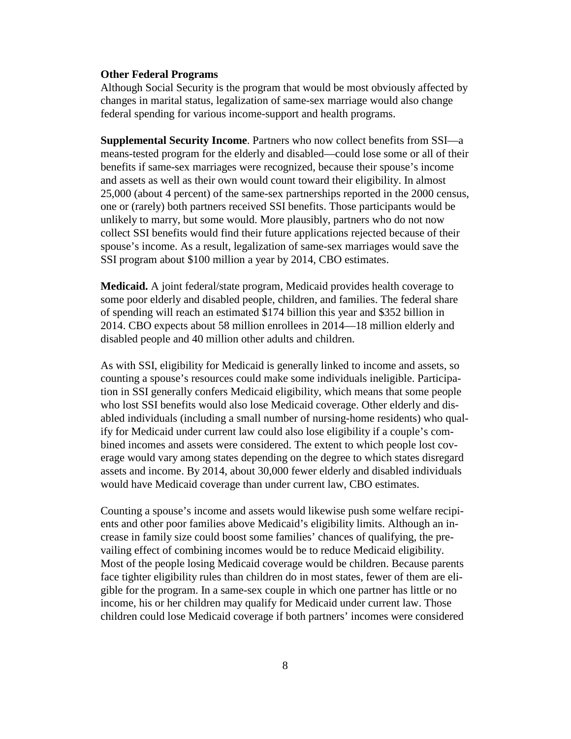**Other Federal Programs**

Although Social Security is the program that would be most obviously affected by changes in marital status, legalization of same-sex marriage would also change federal spending for various income-support and health programs.

**Supplemental Security Income**. Partners who now collect benefits from SSI—a means-tested program for the elderly and disabled—could lose some or all of their benefits if same-sex marriages were recognized, because their spouse's income and assets as well as their own would count toward their eligibility. In almost 25,000 (about 4 percent) of the same-sex partnerships reported in the 2000 census, one or (rarely) both partners received SSI benefits. Those participants would be unlikely to marry, but some would. More plausibly, partners who do not now collect SSI benefits would find their future applications rejected because of their spouse's income. As a result, legalization of same-sex marriages would save the SSI program about $100 million a year by 2014, CBO estimates.

**Medicaid.** A joint federal/state program, Medicaid provides health coverage to some poor elderly and disabled people, children, and families. The federal share of spending will reach an estimated $174 billion this year and $352 billion in 2014. CBO expects about 58 million enrollees in 2014—18 million elderly and disabled people and 40 million other adults and children.

As with SSI, eligibility for Medicaid is generally linked to income and assets, so counting a spouse's resources could make some individuals ineligible. Participation in SSI generally confers Medicaid eligibility, which means that some people who lost SSI benefits would also lose Medicaid coverage. Other elderly and disabled individuals (including a small number of nursing-home residents) who qualify for Medicaid under current law could also lose eligibility if a couple's combined incomes and assets were considered. The extent to which people lost coverage would vary among states depending on the degree to which states disregard assets and income. By 2014, about 30,000 fewer elderly and disabled individuals would have Medicaid coverage than under current law, CBO estimates.

Counting a spouse's income and assets would likewise push some welfare recipients and other poor families above Medicaid's eligibility limits. Although an increase in family size could boost some families' chances of qualifying, the prevailing effect of combining incomes would be to reduce Medicaid eligibility. Most of the people losing Medicaid coverage would be children. Because parents face tighter eligibility rules than children do in most states, fewer of them are eligible for the program. In a same-sex couple in which one partner has little or no income, his or her children may qualify for Medicaid under current law. Those children could lose Medicaid coverage if both partners' incomes were considered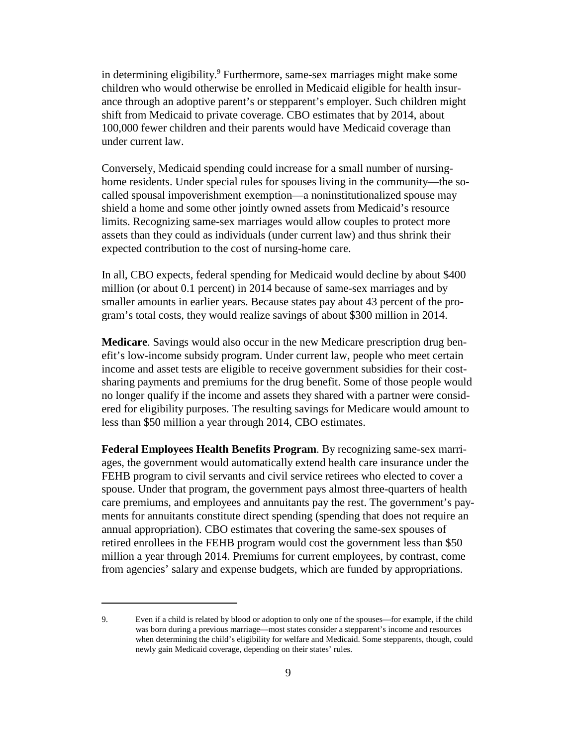in determining eligibility.[9] Furthermore, same-sex marriages might make some children who would otherwise be enrolled in Medicaid eligible for health insurance through an adoptive parent's or stepparent's employer. Such children might shift from Medicaid to private coverage. CBO estimates that by 2014, about 100,000 fewer children and their parents would have Medicaid coverage than under current law.

Conversely, Medicaid spending could increase for a small number of nursing-home residents. Under special rules for spouses living in the community—the so-called spousal impoverishment exemption—a noninstitutionalized spouse may shield a home and some other jointly owned assets from Medicaid's resource limits. Recognizing same-sex marriages would allow couples to protect more assets than they could as individuals (under current law) and thus shrink their expected contribution to the cost of nursing-home care.

In all, CBO expects, federal spending for Medicaid would decline by about $400 million (or about 0.1 percent) in 2014 because of same-sex marriages and by smaller amounts in earlier years. Because states pay about 43 percent of the program's total costs, they would realize savings of about $300 million in 2014.

**Medicare**. Savings would also occur in the new Medicare prescription drug benefit's low-income subsidy program. Under current law, people who meet certain income and asset tests are eligible to receive government subsidies for their cost-sharing payments and premiums for the drug benefit. Some of those people would no longer qualify if the income and assets they shared with a partner were considered for eligibility purposes. The resulting savings for Medicare would amount to less than $50 million a year through 2014, CBO estimates.

**Federal Employees Health Benefits Program**. By recognizing same-sex marriages, the government would automatically extend health care insurance under the FEHB program to civil servants and civil service retirees who elected to cover a spouse. Under that program, the government pays almost three-quarters of health care premiums, and employees and annuitants pay the rest. The government's payments for annuitants constitute direct spending (spending that does not require an annual appropriation). CBO estimates that covering the same-sex spouses of retired enrollees in the FEHB program would cost the government less than $50 million a year through 2014. Premiums for current employees, by contrast, come from agencies' salary and expense budgets, which are funded by appropriations.

---

9. Even if a child is related by blood or adoption to only one of the spouses—for example, if the child was born during a previous marriage—most states consider a stepparent's income and resources when determining the child's eligibility for welfare and Medicaid. Some stepparents, though, could newly gain Medicaid coverage, depending on their states' rules.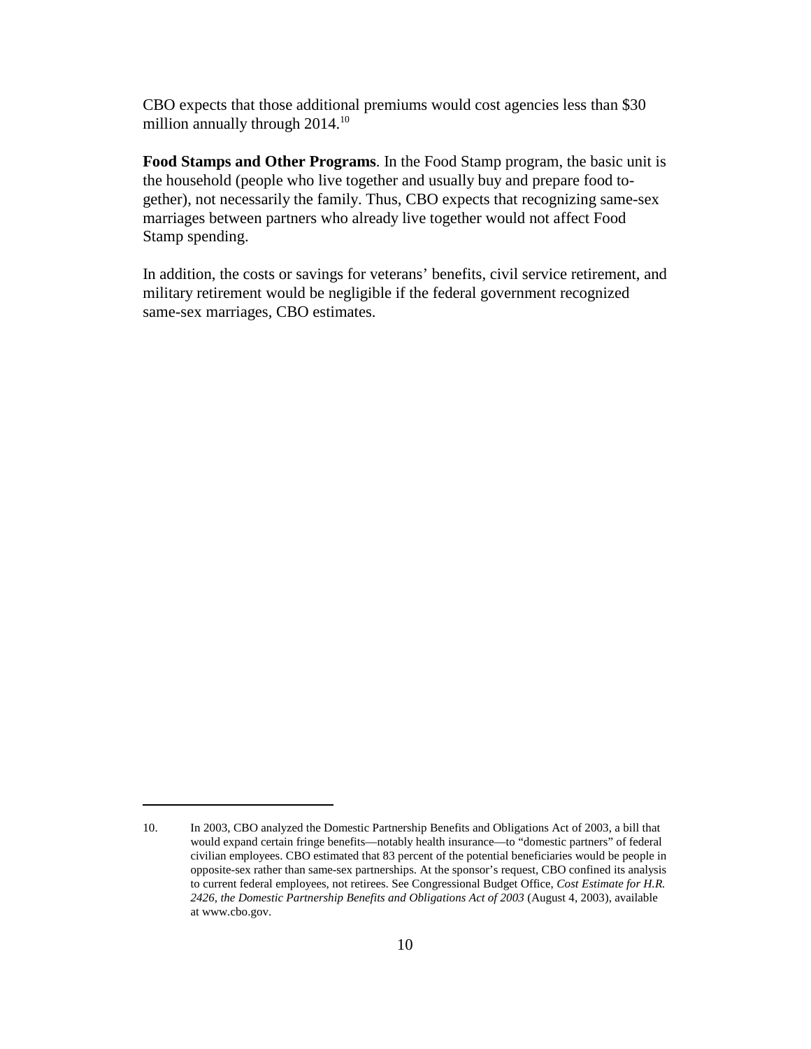CBO expects that those additional premiums would cost agencies less than $30 million annually through 2014.[10]

**Food Stamps and Other Programs**. In the Food Stamp program, the basic unit is the household (people who live together and usually buy and prepare food together), not necessarily the family. Thus, CBO expects that recognizing same-sex marriages between partners who already live together would not affect Food Stamp spending.

In addition, the costs or savings for veterans' benefits, civil service retirement, and military retirement would be negligible if the federal government recognized same-sex marriages, CBO estimates.

---

10. In 2003, CBO analyzed the Domestic Partnership Benefits and Obligations Act of 2003, a bill that would expand certain fringe benefits—notably health insurance—to "domestic partners" of federal civilian employees. CBO estimated that 83 percent of the potential beneficiaries would be people in opposite-sex rather than same-sex partnerships. At the sponsor's request, CBO confined its analysis to current federal employees, not retirees. See Congressional Budget Office, *Cost Estimate for H.R. 2426, the Domestic Partnership Benefits and Obligations Act of 2003* (August 4, 2003), available at www.cbo.gov.